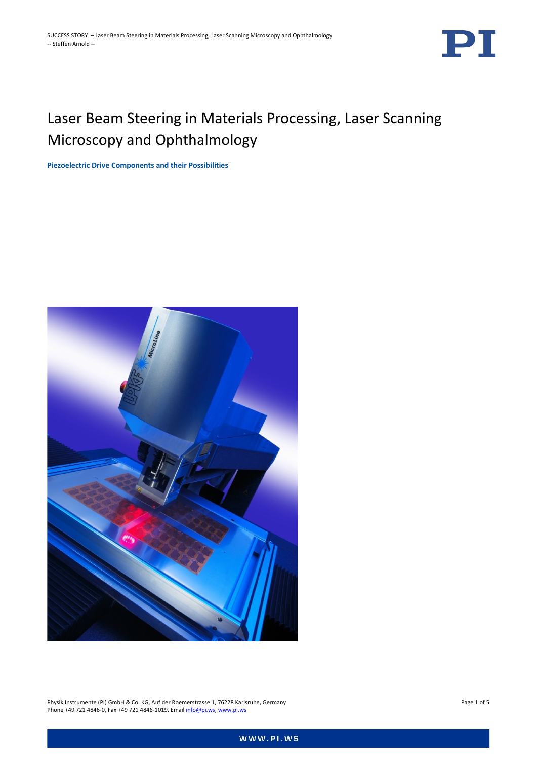# Laser Beam Steering in Materials Processing, Laser Scanning Microscopy and Ophthalmology

**Piezoelectric Drive Components and their Possibilities**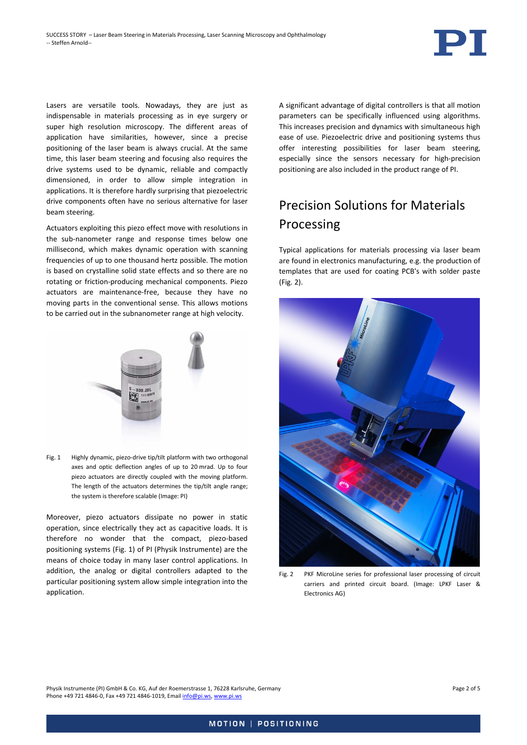Lasers are versatile tools. Nowadays, they are just as indispensable in materials processing as in eye surgery or super high resolution microscopy. The different areas of application have similarities, however, since a precise positioning of the laser beam is always crucial. At the same time, this laser beam steering and focusing also requires the drive systems used to be dynamic, reliable and compactly dimensioned, in order to allow simple integration in applications. It is therefore hardly surprising that piezoelectric drive components often have no serious alternative for laser beam steering.

Actuators exploiting this piezo effect move with resolutions in the sub-nanometer range and response times below one millisecond, which makes dynamic operation with scanning frequencies of up to one thousand hertz possible. The motion is based on crystalline solid state effects and so there are no rotating or friction-producing mechanical components. Piezo actuators are maintenance-free, because they have no moving parts in the conventional sense. This allows motions to be carried out in the subnanometer range at high velocity.

Fig. 1 Highly dynamic, piezo-drive tip/tilt platform with two orthogonal axes and optic deflection angles of up to 20 mrad. Up to four piezo actuators are directly coupled with the moving platform. The length of the actuators determines the tip/tilt angle range; the system is therefore scalable (Image: PI)

Moreover, piezo actuators dissipate no power in static operation, since electrically they act as capacitive loads. It is therefore no wonder that the compact, piezo-based positioning systems (Fig. 1) of PI (Physik Instrumente) are the means of choice today in many laser control applications. In addition, the analog or digital controllers adapted to the particular positioning system allow simple integration into the application.

A significant advantage of digital controllers is that all motion parameters can be specifically influenced using algorithms. This increases precision and dynamics with simultaneous high ease of use. Piezoelectric drive and positioning systems thus offer interesting possibilities for laser beam steering, especially since the sensors necessary for high-precision positioning are also included in the product range of PI.

## Precision Solutions for Materials Processing

Typical applications for materials processing via laser beam are found in electronics manufacturing, e.g. the production of templates that are used for coating PCB's with solder paste (Fig. 2).

Fig. 2 PKF MicroLine series for professional laser processing of circuit carriers and printed circuit board. (Image: LPKF Laser & Electronics AG)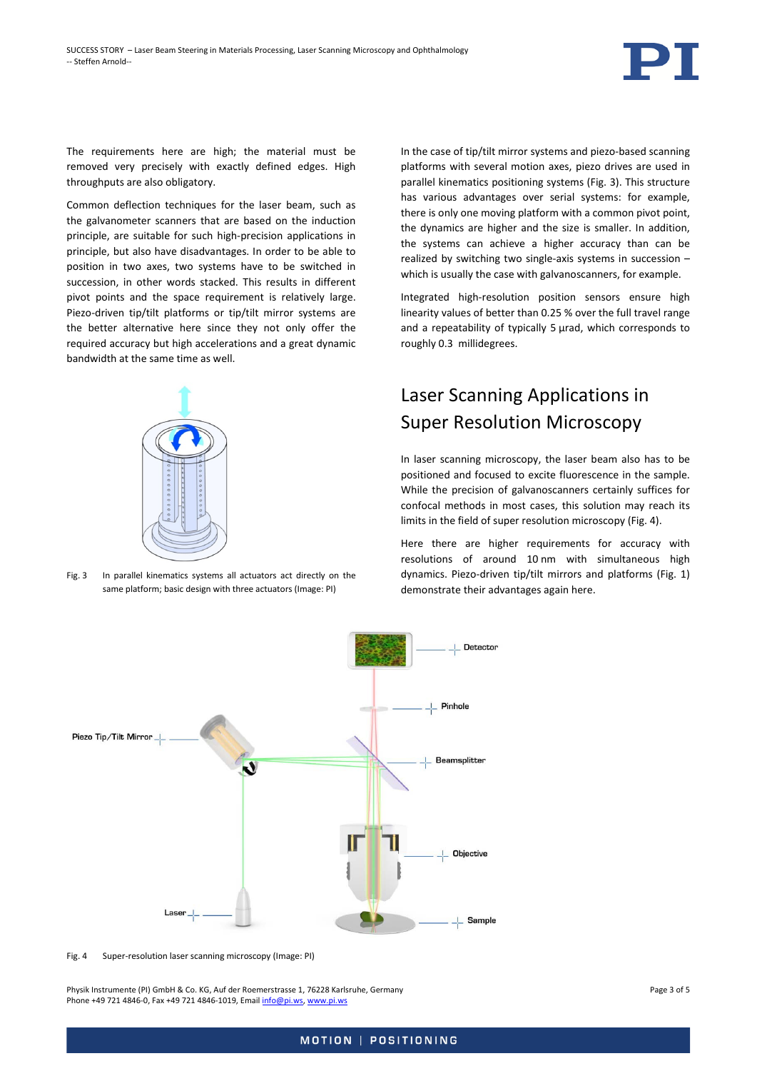The requirements here are high; the material must be removed very precisely with exactly defined edges. High throughputs are also obligatory.

Common deflection techniques for the laser beam, such as the galvanometer scanners that are based on the induction principle, are suitable for such high-precision applications in principle, but also have disadvantages. In order to be able to position in two axes, two systems have to be switched in succession, in other words stacked. This results in different pivot points and the space requirement is relatively large. Piezo-driven tip/tilt platforms or tip/tilt mirror systems are the better alternative here since they not only offer the required accuracy but high accelerations and a great dynamic bandwidth at the same time as well.

Fig. 3 In parallel kinematics systems all actuators act directly on the same platform; basic design with three actuators (Image: PI)

In the case of tip/tilt mirror systems and piezo-based scanning platforms with several motion axes, piezo drives are used in parallel kinematics positioning systems (Fig. 3). This structure has various advantages over serial systems: for example, there is only one moving platform with a common pivot point, the dynamics are higher and the size is smaller. In addition, the systems can achieve a higher accuracy than can be realized by switching two single-axis systems in succession – which is usually the case with galvanoscanners, for example.

Integrated high-resolution position sensors ensure high linearity values of better than 0.25 % over the full travel range and a repeatability of typically 5 µrad, which corresponds to roughly 0.3 millidegrees.

## Laser Scanning Applications in Super Resolution Microscopy

In laser scanning microscopy, the laser beam also has to be positioned and focused to excite fluorescence in the sample. While the precision of galvanoscanners certainly suffices for confocal methods in most cases, this solution may reach its limits in the field of super resolution microscopy (Fig. 4).

Here there are higher requirements for accuracy with resolutions of around 10 nm with simultaneous high dynamics. Piezo-driven tip/tilt mirrors and platforms (Fig. 1) demonstrate their advantages again here.

Fig. 4 Super-resolution laser scanning microscopy (Image: PI)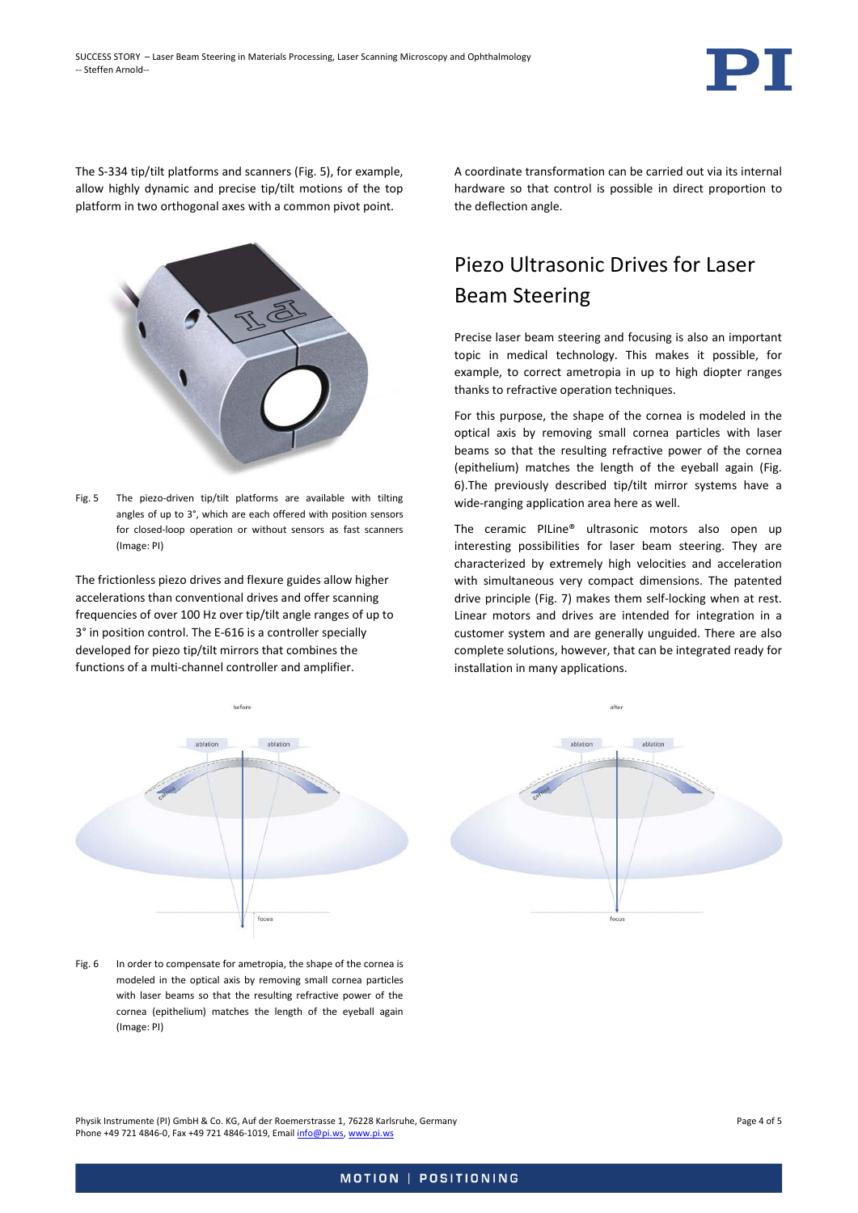The S-334 tip/tilt platforms and scanners (Fig. 5), for example, allow highly dynamic and precise tip/tilt motions of the top platform in two orthogonal axes with a common pivot point.

Fig. 5 The piezo-driven tip/tilt platforms are available with tilting angles of up to 3°, which are each offered with position sensors for closed-loop operation or without sensors as fast scanners (Image: PI)

The frictionless piezo drives and flexure guides allow higher accelerations than conventional drives and offer scanning frequencies of over 100 Hz over tip/tilt angle ranges of up to 3° in position control. The E-616 is a controller specially developed for piezo tip/tilt mirrors that combines the functions of a multi-channel controller and amplifier. A coordinate transformation can be carried out via its internal hardware so that control is possible in direct proportion to the deflection angle.

## Piezo Ultrasonic Drives for Laser Beam Steering

Precise laser beam steering and focusing is also an important topic in medical technology. This makes it possible, for example, to correct ametropia in up to high diopter ranges thanks to refractive operation techniques.

For this purpose, the shape of the cornea is modeled in the optical axis by removing small cornea particles with laser beams so that the resulting refractive power of the cornea (epithelium) matches the length of the eyeball again (Fig. 6).The previously described tip/tilt mirror systems have a wide-ranging application area here as well.

The ceramic PILine® ultrasonic motors also open up interesting possibilities for laser beam steering. They are characterized by extremely high velocities and acceleration with simultaneous very compact dimensions. The patented drive principle (Fig. 7) makes them self-locking when at rest. Linear motors and drives are intended for integration in a customer system and are generally unguided. There are also complete solutions, however, that can be integrated ready for installation in many applications.

Fig. 6 In order to compensate for ametropia, the shape of the cornea is modeled in the optical axis by removing small cornea particles with laser beams so that the resulting refractive power of the cornea (epithelium) matches the length of the eyeball again (Image: PI)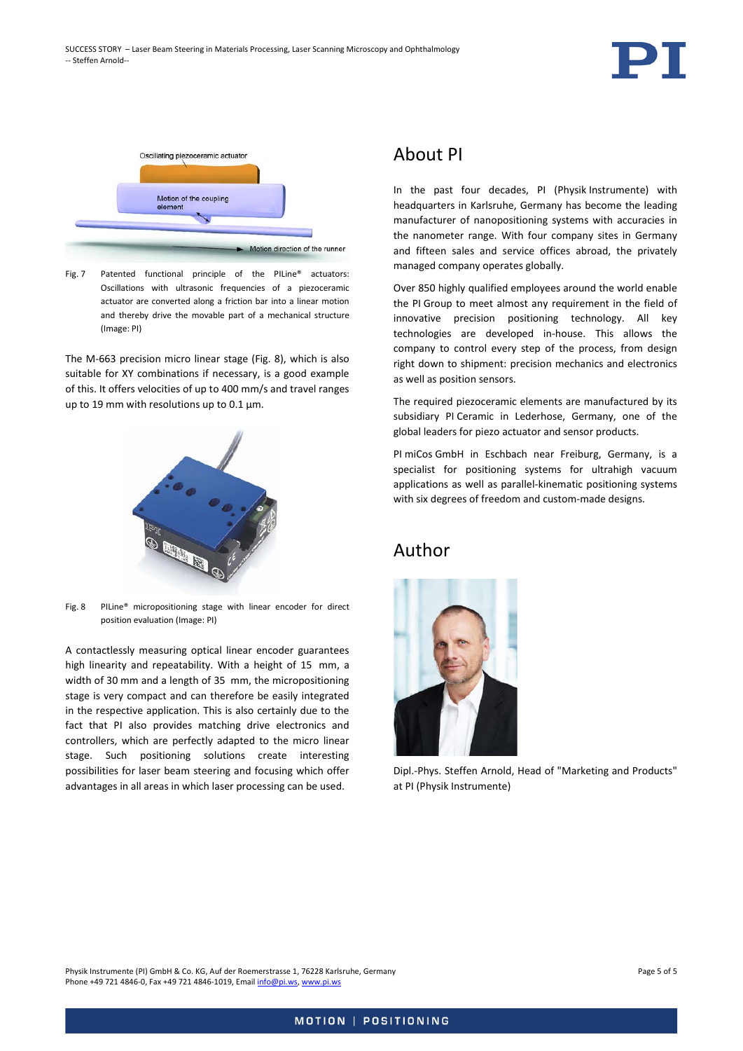Oscillating piezoceramic actuator

Motion of the coupling element

Motion direction of the runner

Fig. 7 Patented functional principle of the PILine® actuators: Oscillations with ultrasonic frequencies of a piezoceramic actuator are converted along a friction bar into a linear motion and thereby drive the movable part of a mechanical structure (Image: PI)

The M-663 precision micro linear stage (Fig. 8), which is also suitable for XY combinations if necessary, is a good example of this. It offers velocities of up to 400 mm/s and travel ranges up to 19 mm with resolutions up to 0.1 µm.

Fig. 8 PILine® micropositioning stage with linear encoder for direct position evaluation (Image: PI)

A contactlessly measuring optical linear encoder guarantees high linearity and repeatability. With a height of 15 mm, a width of 30 mm and a length of 35 mm, the micropositioning stage is very compact and can therefore be easily integrated in the respective application. This is also certainly due to the fact that PI also provides matching drive electronics and controllers, which are perfectly adapted to the micro linear stage. Such positioning solutions create interesting possibilities for laser beam steering and focusing which offer advantages in all areas in which laser processing can be used.

## About PI

In the past four decades, PI (Physik Instrumente) with headquarters in Karlsruhe, Germany has become the leading manufacturer of nanopositioning systems with accuracies in the nanometer range. With four company sites in Germany and fifteen sales and service offices abroad, the privately managed company operates globally.

Over 850 highly qualified employees around the world enable the PI Group to meet almost any requirement in the field of innovative precision positioning technology. All key technologies are developed in-house. This allows the company to control every step of the process, from design right down to shipment: precision mechanics and electronics as well as position sensors.

The required piezoceramic elements are manufactured by its subsidiary PI Ceramic in Lederhose, Germany, one of the global leaders for piezo actuator and sensor products.

PI miCos GmbH in Eschbach near Freiburg, Germany, is a specialist for positioning systems for ultrahigh vacuum applications as well as parallel-kinematic positioning systems with six degrees of freedom and custom-made designs.

## Author

Dipl.-Phys. Steffen Arnold, Head of "Marketing and Products" at PI (Physik Instrumente)

Physik Instrumente (PI) GmbH & Co. KG, Auf der Roemerstrasse 1, 76228 Karlsruhe, Germany
Phone +49 721 4846-0, Fax +49 721 4846-1019, Email info@pi.ws, www.pi.ws